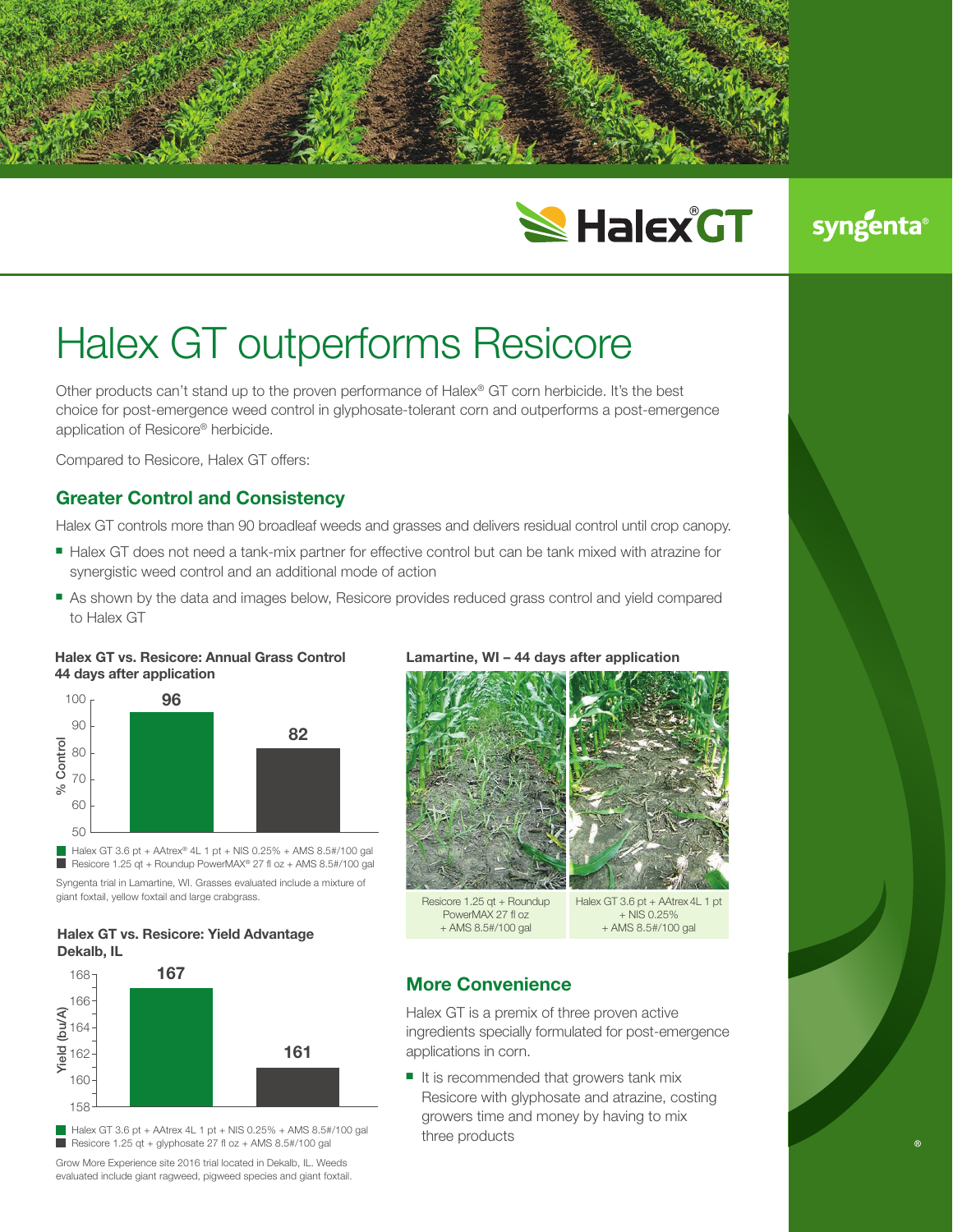Halex® GT

syngenta®

# Halex GT outperforms Resicore

Other products can't stand up to the proven performance of Halex® GT corn herbicide. It's the best choice for post-emergence weed control in glyphosate-tolerant corn and outperforms a post-emergence application of Resicore® herbicide.

Compared to Resicore, Halex GT offers:

## Greater Control and Consistency

Halex GT controls more than 90 broadleaf weeds and grasses and delivers residual control until crop canopy.

- Halex GT does not need a tank-mix partner for effective control but can be tank mixed with atrazine for synergistic weed control and an additional mode of action
- As shown by the data and images below, Resicore provides reduced grass control and yield compared to Halex GT

**Halex GT vs. Resicore: Annual Grass Control 44 days after application**

| Treatment | % Control |
| --- | --- |
| Halex GT 3.6 pt + AAtrex® 4L 1 pt + NIS 0.25% + AMS 8.5#/100 gal | 96 |
| Resicore 1.25 qt + Roundup PowerMAX® 27 fl oz + AMS 8.5#/100 gal | 82 |

Syngenta trial in Lamartine, WI. Grasses evaluated include a mixture of giant foxtail, yellow foxtail and large crabgrass.

**Lamartine, WI – 44 days after application**

Resicore 1.25 qt + Roundup PowerMAX 27 fl oz + AMS 8.5#/100 gal

Halex GT 3.6 pt + AAtrex 4L 1 pt + NIS 0.25% + AMS 8.5#/100 gal

**Halex GT vs. Resicore: Yield Advantage Dekalb, IL**

| Treatment | Yield (bu/A) |
| --- | --- |
| Halex GT 3.6 pt + AAtrex 4L 1 pt + NIS 0.25% + AMS 8.5#/100 gal | 167 |
| Resicore 1.25 qt + glyphosate 27 fl oz + AMS 8.5#/100 gal | 161 |

Grow More Experience site 2016 trial located in Dekalb, IL. Weeds evaluated include giant ragweed, pigweed species and giant foxtail.

## More Convenience

Halex GT is a premix of three proven active ingredients specially formulated for post-emergence applications in corn.

- It is recommended that growers tank mix Resicore with glyphosate and atrazine, costing growers time and money by having to mix three products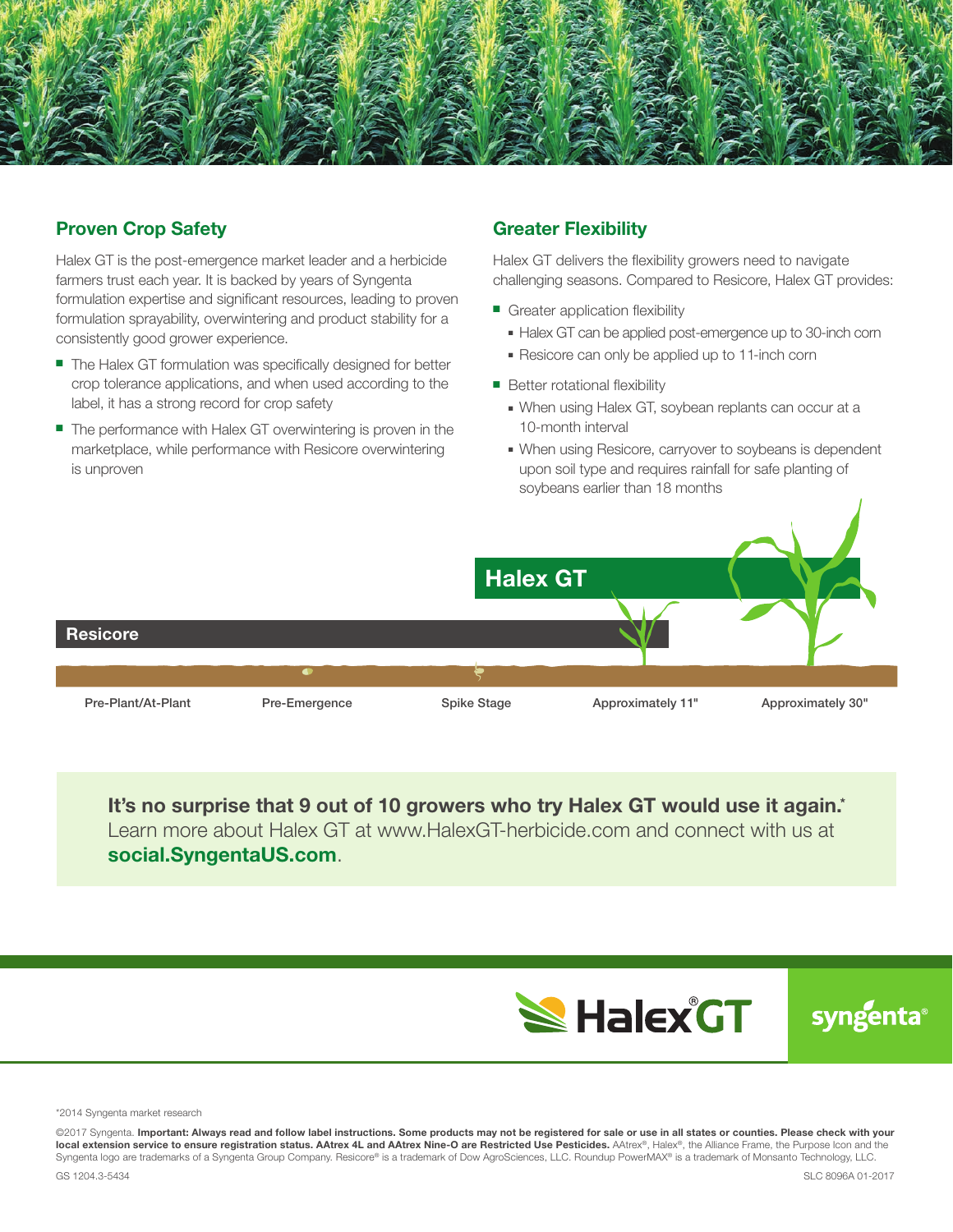## Proven Crop Safety

Halex GT is the post-emergence market leader and a herbicide farmers trust each year. It is backed by years of Syngenta formulation expertise and significant resources, leading to proven formulation sprayability, overwintering and product stability for a consistently good grower experience.

- The Halex GT formulation was specifically designed for better crop tolerance applications, and when used according to the label, it has a strong record for crop safety
- The performance with Halex GT overwintering is proven in the marketplace, while performance with Resicore overwintering is unproven

## Greater Flexibility

Halex GT delivers the flexibility growers need to navigate challenging seasons. Compared to Resicore, Halex GT provides:

- Greater application flexibility
  - Halex GT can be applied post-emergence up to 30-inch corn
  - Resicore can only be applied up to 11-inch corn
- Better rotational flexibility
  - When using Halex GT, soybean replants can occur at a 10-month interval
  - When using Resicore, carryover to soybeans is dependent upon soil type and requires rainfall for safe planting of soybeans earlier than 18 months

Halex GT

Resicore

Pre-Plant/At-Plant
Pre-Emergence
Spike Stage
Approximately 11"
Approximately 30"

**It's no surprise that 9 out of 10 growers who try Halex GT would use it again.*** Learn more about Halex GT at www.HalexGT-herbicide.com and connect with us at **social.SyngentaUS.com**.

HalexGT® syngenta®

*2014 Syngenta market research

©2017 Syngenta. **Important: Always read and follow label instructions. Some products may not be registered for sale or use in all states or counties. Please check with your local extension service to ensure registration status. AAtrex 4L and AAtrex Nine-O are Restricted Use Pesticides.** AAtrex®, Halex®, the Alliance Frame, the Purpose Icon and the Syngenta logo are trademarks of a Syngenta Group Company. Resicore® is a trademark of Dow AgroSciences, LLC. Roundup PowerMAX® is a trademark of Monsanto Technology, LLC.

GS 1204.3-5434

SLC 8096A 01-2017